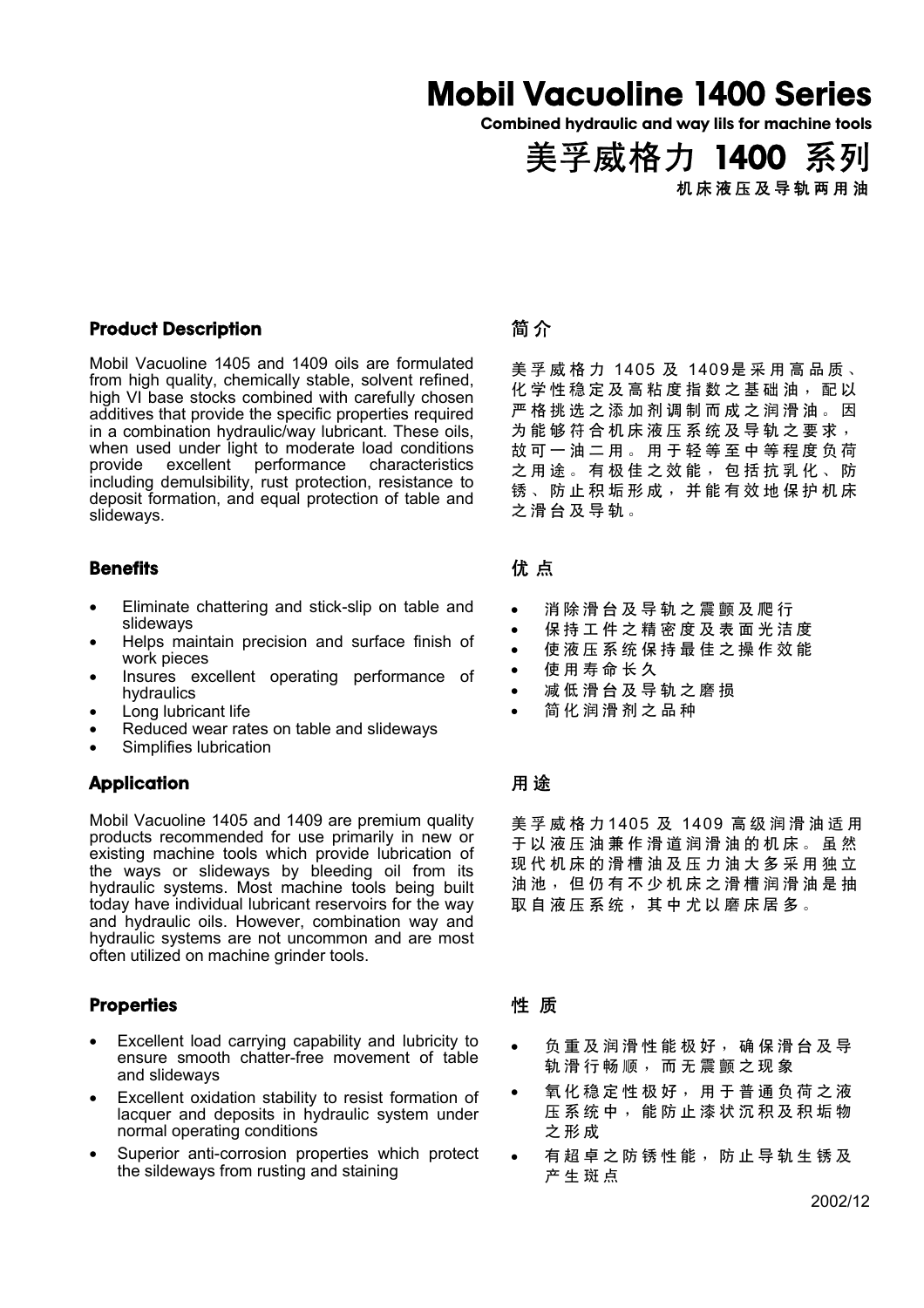# Mobil Vacuoline 1400 Series

**Combined hydraulic and way lils for machine tools**

# 美孚威格力 1400 系列

**机床液压及导轨两用油**

## Product Description

Mobil Vacuoline 1405 and 1409 oils are formulated from high quality, chemically stable, solvent refined, high VI base stocks combined with carefully chosen additives that provide the specific properties required in a combination hydraulic/way lubricant. These oils, when used under light to moderate load conditions provide excellent performance characteristics including demulsibility, rust protection, resistance to deposit formation, and equal protection of table and slideways.

## 简介

美孚威格力 1405 及 1409是采用高品质、化学性稳定及高粘度指数之基础油，配以严格挑选之添加剂调制而成之润滑油。因为能够符合机床液压系统及导轨之要求，故可一油二用。用于轻等至中等程度负荷之用途。有极佳之效能，包括抗乳化、防锈、防止积垢形成，并能有效地保护机床之滑台及导轨。

## Benefits

- Eliminate chattering and stick-slip on table and slideways
- Helps maintain precision and surface finish of work pieces
- Insures excellent operating performance of hydraulics
- Long lubricant life
- Reduced wear rates on table and slideways
- Simplifies lubrication

## 优点

- 消除滑台及导轨之震颤及爬行
- 保持工件之精密度及表面光洁度
- 使液压系统保持最佳之操作效能
- 使用寿命长久
- 减低滑台及导轨之磨损
- 简化润滑剂之品种

## Application

Mobil Vacuoline 1405 and 1409 are premium quality products recommended for use primarily in new or existing machine tools which provide lubrication of the ways or slideways by bleeding oil from its hydraulic systems. Most machine tools being built today have individual lubricant reservoirs for the way and hydraulic oils. However, combination way and hydraulic systems are not uncommon and are most often utilized on machine grinder tools.

## 用途

美孚威格力1405 及 1409 高级润滑油适用于以液压油兼作滑道润滑油的机床。虽然现代机床的滑槽油及压力油大多采用独立油池，但仍有不少机床之滑槽润滑油是抽取自液压系统，其中尤以磨床居多。

## Properties

- Excellent load carrying capability and lubricity to ensure smooth chatter-free movement of table and slideways
- Excellent oxidation stability to resist formation of lacquer and deposits in hydraulic system under normal operating conditions
- Superior anti-corrosion properties which protect the sildeways from rusting and staining

## 性质

- 负重及润滑性能极好，确保滑台及导轨滑行畅顺，而无震颤之现象
- 氧化稳定性极好，用于普通负荷之液压系统中，能防止漆状沉积及积垢物之形成
- 有超卓之防锈性能，防止导轨生锈及产生斑点

2002/12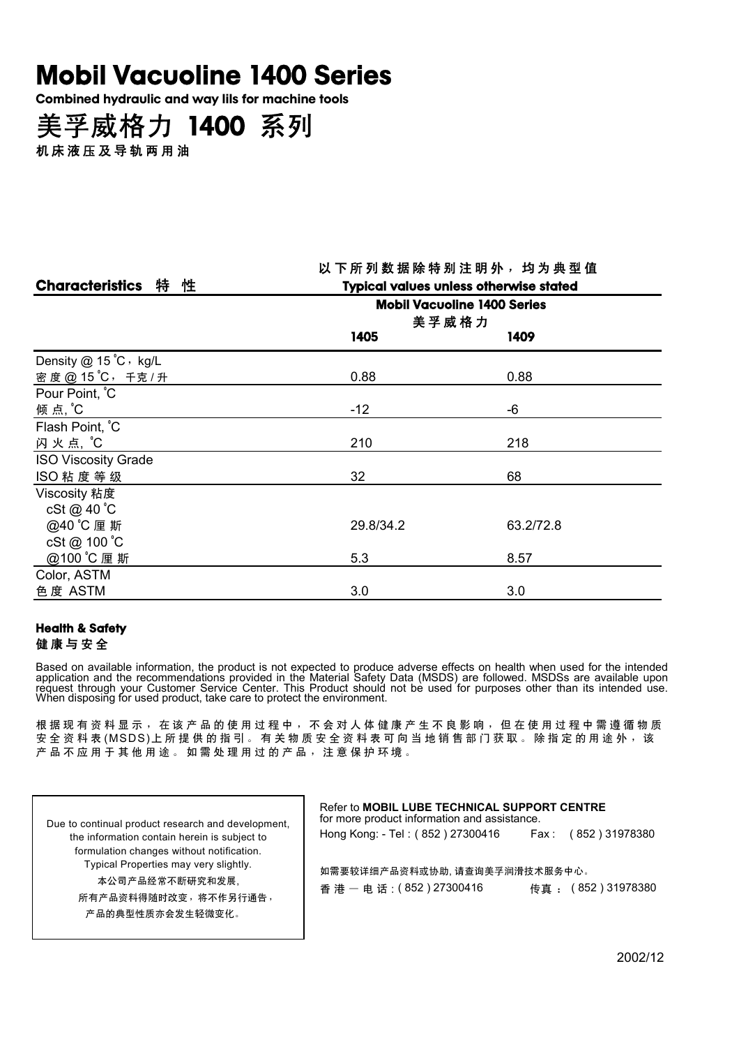# Mobil Vacuoline 1400 Series

**Combined hydraulic and way lils for machine tools**

# 美孚威格力 1400 系列

**机床液压及导轨两用油**

| Characteristics 特 性 | 以下所列数据除特别注明外，均为典型值 Typical values unless otherwise stated | |
|---|---|---|
| | Mobil Vacuoline 1400 Series 美孚威格力 | |
| | 1405 | 1409 |
| Density @ 15 ˚C，kg/L 密度 @ 15 ˚C， 千克 / 升 | 0.88 | 0.88 |
| Pour Point, ˚C 倾点, ˚C | -12 | -6 |
| Flash Point, ˚C 闪火点, ˚C | 210 | 218 |
| ISO Viscosity Grade ISO 粘度等级 | 32 | 68 |
| Viscosity 粘度 cSt @ 40 ˚C @40 ˚C 厘斯 | 29.8/34.2 | 63.2/72.8 |
| cSt @ 100 ˚C @100 ˚C 厘斯 | 5.3 | 8.57 |
| Color, ASTM 色度 ASTM | 3.0 | 3.0 |

### Health & Safety
### 健康与安全

Based on available information, the product is not expected to produce adverse effects on health when used for the intended application and the recommendations provided in the Material Safety Data (MSDS) are followed. MSDSs are available upon request through your Customer Service Center. This Product should not be used for purposes other than its intended use. When disposing for used product, take care to protect the environment.

根据现有资料显示，在该产品的使用过程中，不会对人体健康产生不良影响，但在使用过程中需遵循物质安全资料表(MSDS)上所提供的指引。有关物质安全资料表可向当地销售部门获取。除指定的用途外，该产品不应用于其他用途。如需处理用过的产品，注意保护环境。

Due to continual product research and development, the information contain herein is subject to formulation changes without notification. Typical Properties may very slightly.

本公司产品经常不断研究和发展，所有产品资料得随时改变，将不作另行通告，产品的典型性质亦会发生轻微变化。

Refer to **MOBIL LUBE TECHNICAL SUPPORT CENTRE** for more product information and assistance.

Hong Kong: - Tel : ( 852 ) 27300416 Fax : ( 852 ) 31978380

如需要较详细产品资料或协助, 请查询美孚润滑技术服务中心。

香港 — 电话 : ( 852 ) 27300416 传真 : ( 852 ) 31978380

2002/12